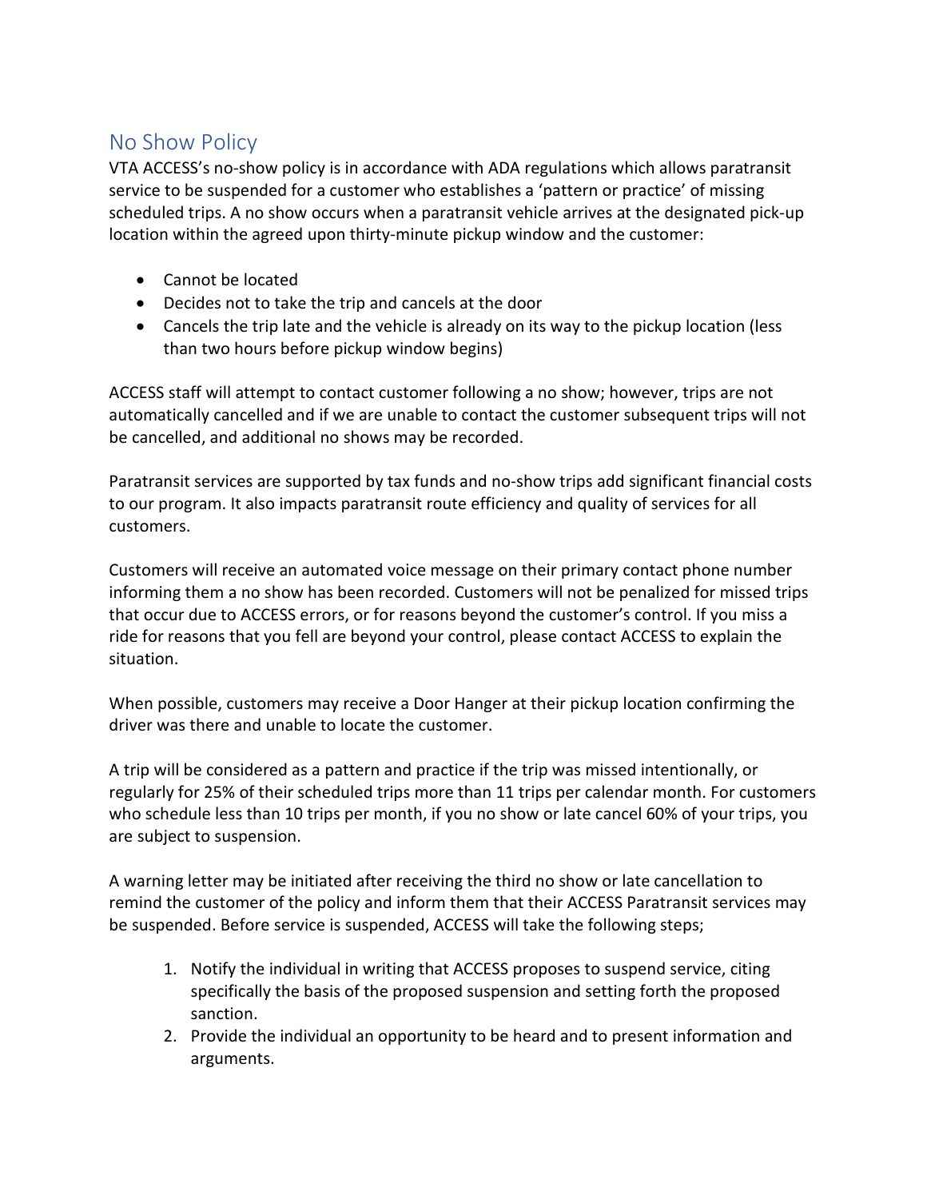## No Show Policy

VTA ACCESS's no-show policy is in accordance with ADA regulations which allows paratransit service to be suspended for a customer who establishes a 'pattern or practice' of missing scheduled trips. A no show occurs when a paratransit vehicle arrives at the designated pick-up location within the agreed upon thirty-minute pickup window and the customer:

- Cannot be located
- Decides not to take the trip and cancels at the door
- Cancels the trip late and the vehicle is already on its way to the pickup location (less than two hours before pickup window begins)

ACCESS staff will attempt to contact customer following a no show; however, trips are not automatically cancelled and if we are unable to contact the customer subsequent trips will not be cancelled, and additional no shows may be recorded.

Paratransit services are supported by tax funds and no-show trips add significant financial costs to our program. It also impacts paratransit route efficiency and quality of services for all customers.

Customers will receive an automated voice message on their primary contact phone number informing them a no show has been recorded. Customers will not be penalized for missed trips that occur due to ACCESS errors, or for reasons beyond the customer's control. If you miss a ride for reasons that you fell are beyond your control, please contact ACCESS to explain the situation.

When possible, customers may receive a Door Hanger at their pickup location confirming the driver was there and unable to locate the customer.

A trip will be considered as a pattern and practice if the trip was missed intentionally, or regularly for 25% of their scheduled trips more than 11 trips per calendar month. For customers who schedule less than 10 trips per month, if you no show or late cancel 60% of your trips, you are subject to suspension.

A warning letter may be initiated after receiving the third no show or late cancellation to remind the customer of the policy and inform them that their ACCESS Paratransit services may be suspended. Before service is suspended, ACCESS will take the following steps;

1. Notify the individual in writing that ACCESS proposes to suspend service, citing specifically the basis of the proposed suspension and setting forth the proposed sanction.
2. Provide the individual an opportunity to be heard and to present information and arguments.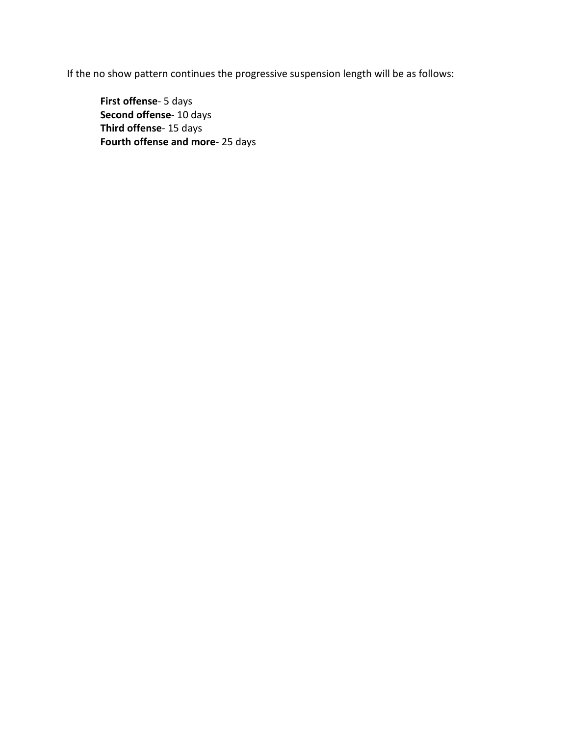If the no show pattern continues the progressive suspension length will be as follows:

**First offense**- 5 days
**Second offense**- 10 days
**Third offense**- 15 days
**Fourth offense and more**- 25 days